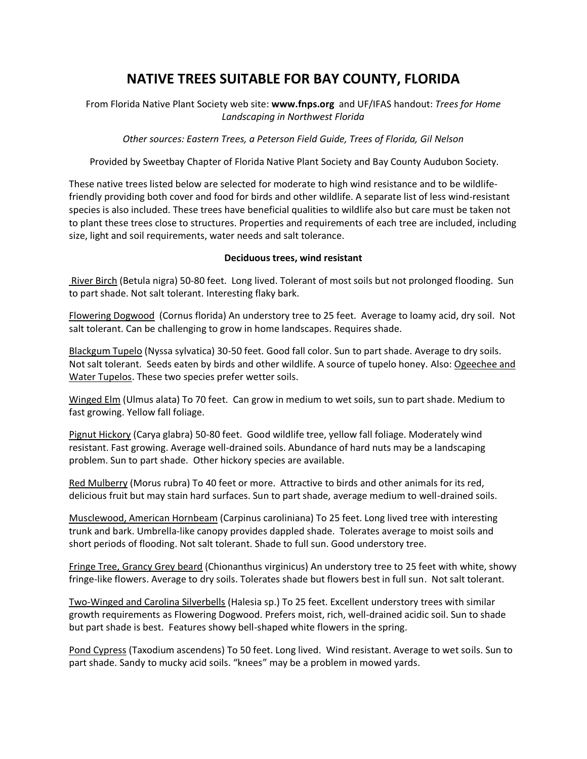# NATIVE TREES SUITABLE FOR BAY COUNTY, FLORIDA

From Florida Native Plant Society web site: **www.fnps.org** and UF/IFAS handout: *Trees for Home Landscaping in Northwest Florida*

*Other sources: Eastern Trees, a Peterson Field Guide, Trees of Florida, Gil Nelson*

Provided by Sweetbay Chapter of Florida Native Plant Society and Bay County Audubon Society.

These native trees listed below are selected for moderate to high wind resistance and to be wildlife-friendly providing both cover and food for birds and other wildlife. A separate list of less wind-resistant species is also included. These trees have beneficial qualities to wildlife also but care must be taken not to plant these trees close to structures. Properties and requirements of each tree are included, including size, light and soil requirements, water needs and salt tolerance.

### Deciduous trees, wind resistant

<u>River Birch</u> (Betula nigra) 50-80 feet. Long lived. Tolerant of most soils but not prolonged flooding. Sun to part shade. Not salt tolerant. Interesting flaky bark.

<u>Flowering Dogwood</u> (Cornus florida) An understory tree to 25 feet. Average to loamy acid, dry soil. Not salt tolerant. Can be challenging to grow in home landscapes. Requires shade.

<u>Blackgum Tupelo</u> (Nyssa sylvatica) 30-50 feet. Good fall color. Sun to part shade. Average to dry soils. Not salt tolerant. Seeds eaten by birds and other wildlife. A source of tupelo honey. Also: <u>Ogeechee and Water Tupelos</u>. These two species prefer wetter soils.

<u>Winged Elm</u> (Ulmus alata) To 70 feet. Can grow in medium to wet soils, sun to part shade. Medium to fast growing. Yellow fall foliage.

<u>Pignut Hickory</u> (Carya glabra) 50-80 feet. Good wildlife tree, yellow fall foliage. Moderately wind resistant. Fast growing. Average well-drained soils. Abundance of hard nuts may be a landscaping problem. Sun to part shade. Other hickory species are available.

<u>Red Mulberry</u> (Morus rubra) To 40 feet or more. Attractive to birds and other animals for its red, delicious fruit but may stain hard surfaces. Sun to part shade, average medium to well-drained soils.

<u>Musclewood, American Hornbeam</u> (Carpinus caroliniana) To 25 feet. Long lived tree with interesting trunk and bark. Umbrella-like canopy provides dappled shade. Tolerates average to moist soils and short periods of flooding. Not salt tolerant. Shade to full sun. Good understory tree.

<u>Fringe Tree, Grancy Grey beard</u> (Chionanthus virginicus) An understory tree to 25 feet with white, showy fringe-like flowers. Average to dry soils. Tolerates shade but flowers best in full sun. Not salt tolerant.

<u>Two-Winged and Carolina Silverbells</u> (Halesia sp.) To 25 feet. Excellent understory trees with similar growth requirements as Flowering Dogwood. Prefers moist, rich, well-drained acidic soil. Sun to shade but part shade is best. Features showy bell-shaped white flowers in the spring.

<u>Pond Cypress</u> (Taxodium ascendens) To 50 feet. Long lived. Wind resistant. Average to wet soils. Sun to part shade. Sandy to mucky acid soils. "knees" may be a problem in mowed yards.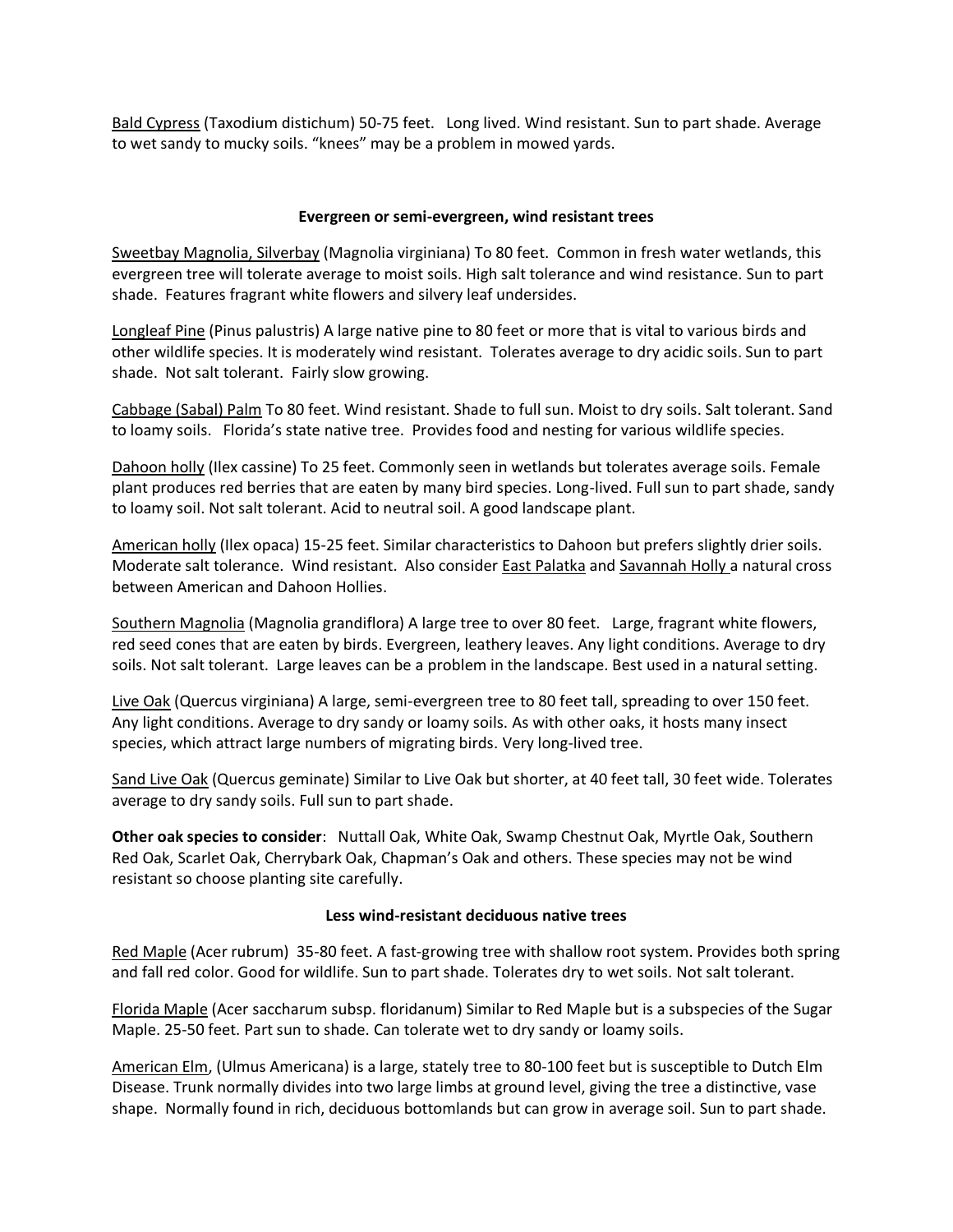Bald Cypress (Taxodium distichum) 50-75 feet. Long lived. Wind resistant. Sun to part shade. Average to wet sandy to mucky soils. "knees" may be a problem in mowed yards.

**Evergreen or semi-evergreen, wind resistant trees**

Sweetbay Magnolia, Silverbay (Magnolia virginiana) To 80 feet. Common in fresh water wetlands, this evergreen tree will tolerate average to moist soils. High salt tolerance and wind resistance. Sun to part shade. Features fragrant white flowers and silvery leaf undersides.

Longleaf Pine (Pinus palustris) A large native pine to 80 feet or more that is vital to various birds and other wildlife species. It is moderately wind resistant. Tolerates average to dry acidic soils. Sun to part shade. Not salt tolerant. Fairly slow growing.

Cabbage (Sabal) Palm To 80 feet. Wind resistant. Shade to full sun. Moist to dry soils. Salt tolerant. Sand to loamy soils. Florida's state native tree. Provides food and nesting for various wildlife species.

Dahoon holly (Ilex cassine) To 25 feet. Commonly seen in wetlands but tolerates average soils. Female plant produces red berries that are eaten by many bird species. Long-lived. Full sun to part shade, sandy to loamy soil. Not salt tolerant. Acid to neutral soil. A good landscape plant.

American holly (Ilex opaca) 15-25 feet. Similar characteristics to Dahoon but prefers slightly drier soils. Moderate salt tolerance. Wind resistant. Also consider East Palatka and Savannah Holly a natural cross between American and Dahoon Hollies.

Southern Magnolia (Magnolia grandiflora) A large tree to over 80 feet. Large, fragrant white flowers, red seed cones that are eaten by birds. Evergreen, leathery leaves. Any light conditions. Average to dry soils. Not salt tolerant. Large leaves can be a problem in the landscape. Best used in a natural setting.

Live Oak (Quercus virginiana) A large, semi-evergreen tree to 80 feet tall, spreading to over 150 feet. Any light conditions. Average to dry sandy or loamy soils. As with other oaks, it hosts many insect species, which attract large numbers of migrating birds. Very long-lived tree.

Sand Live Oak (Quercus geminate) Similar to Live Oak but shorter, at 40 feet tall, 30 feet wide. Tolerates average to dry sandy soils. Full sun to part shade.

**Other oak species to consider**: Nuttall Oak, White Oak, Swamp Chestnut Oak, Myrtle Oak, Southern Red Oak, Scarlet Oak, Cherrybark Oak, Chapman's Oak and others. These species may not be wind resistant so choose planting site carefully.

**Less wind-resistant deciduous native trees**

Red Maple (Acer rubrum) 35-80 feet. A fast-growing tree with shallow root system. Provides both spring and fall red color. Good for wildlife. Sun to part shade. Tolerates dry to wet soils. Not salt tolerant.

Florida Maple (Acer saccharum subsp. floridanum) Similar to Red Maple but is a subspecies of the Sugar Maple. 25-50 feet. Part sun to shade. Can tolerate wet to dry sandy or loamy soils.

American Elm, (Ulmus Americana) is a large, stately tree to 80-100 feet but is susceptible to Dutch Elm Disease. Trunk normally divides into two large limbs at ground level, giving the tree a distinctive, vase shape. Normally found in rich, deciduous bottomlands but can grow in average soil. Sun to part shade.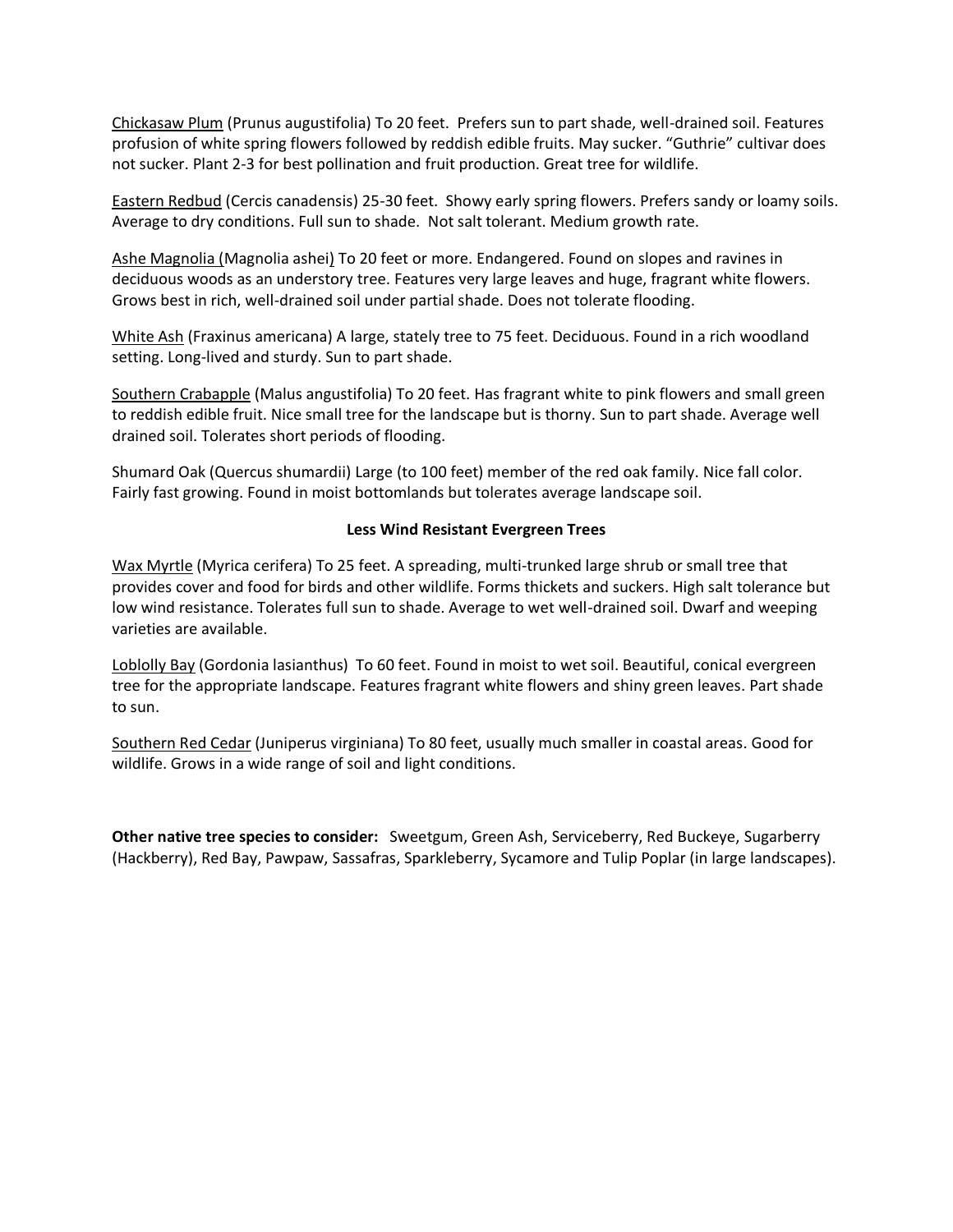Chickasaw Plum (Prunus augustifolia) To 20 feet. Prefers sun to part shade, well-drained soil. Features profusion of white spring flowers followed by reddish edible fruits. May sucker. "Guthrie" cultivar does not sucker. Plant 2-3 for best pollination and fruit production. Great tree for wildlife.

Eastern Redbud (Cercis canadensis) 25-30 feet. Showy early spring flowers. Prefers sandy or loamy soils. Average to dry conditions. Full sun to shade. Not salt tolerant. Medium growth rate.

Ashe Magnolia (Magnolia ashei) To 20 feet or more. Endangered. Found on slopes and ravines in deciduous woods as an understory tree. Features very large leaves and huge, fragrant white flowers. Grows best in rich, well-drained soil under partial shade. Does not tolerate flooding.

White Ash (Fraxinus americana) A large, stately tree to 75 feet. Deciduous. Found in a rich woodland setting. Long-lived and sturdy. Sun to part shade.

Southern Crabapple (Malus angustifolia) To 20 feet. Has fragrant white to pink flowers and small green to reddish edible fruit. Nice small tree for the landscape but is thorny. Sun to part shade. Average well drained soil. Tolerates short periods of flooding.

Shumard Oak (Quercus shumardii) Large (to 100 feet) member of the red oak family. Nice fall color. Fairly fast growing. Found in moist bottomlands but tolerates average landscape soil.

## Less Wind Resistant Evergreen Trees

Wax Myrtle (Myrica cerifera) To 25 feet. A spreading, multi-trunked large shrub or small tree that provides cover and food for birds and other wildlife. Forms thickets and suckers. High salt tolerance but low wind resistance. Tolerates full sun to shade. Average to wet well-drained soil. Dwarf and weeping varieties are available.

Loblolly Bay (Gordonia lasianthus) To 60 feet. Found in moist to wet soil. Beautiful, conical evergreen tree for the appropriate landscape. Features fragrant white flowers and shiny green leaves. Part shade to sun.

Southern Red Cedar (Juniperus virginiana) To 80 feet, usually much smaller in coastal areas. Good for wildlife. Grows in a wide range of soil and light conditions.

**Other native tree species to consider:** Sweetgum, Green Ash, Serviceberry, Red Buckeye, Sugarberry (Hackberry), Red Bay, Pawpaw, Sassafras, Sparkleberry, Sycamore and Tulip Poplar (in large landscapes).